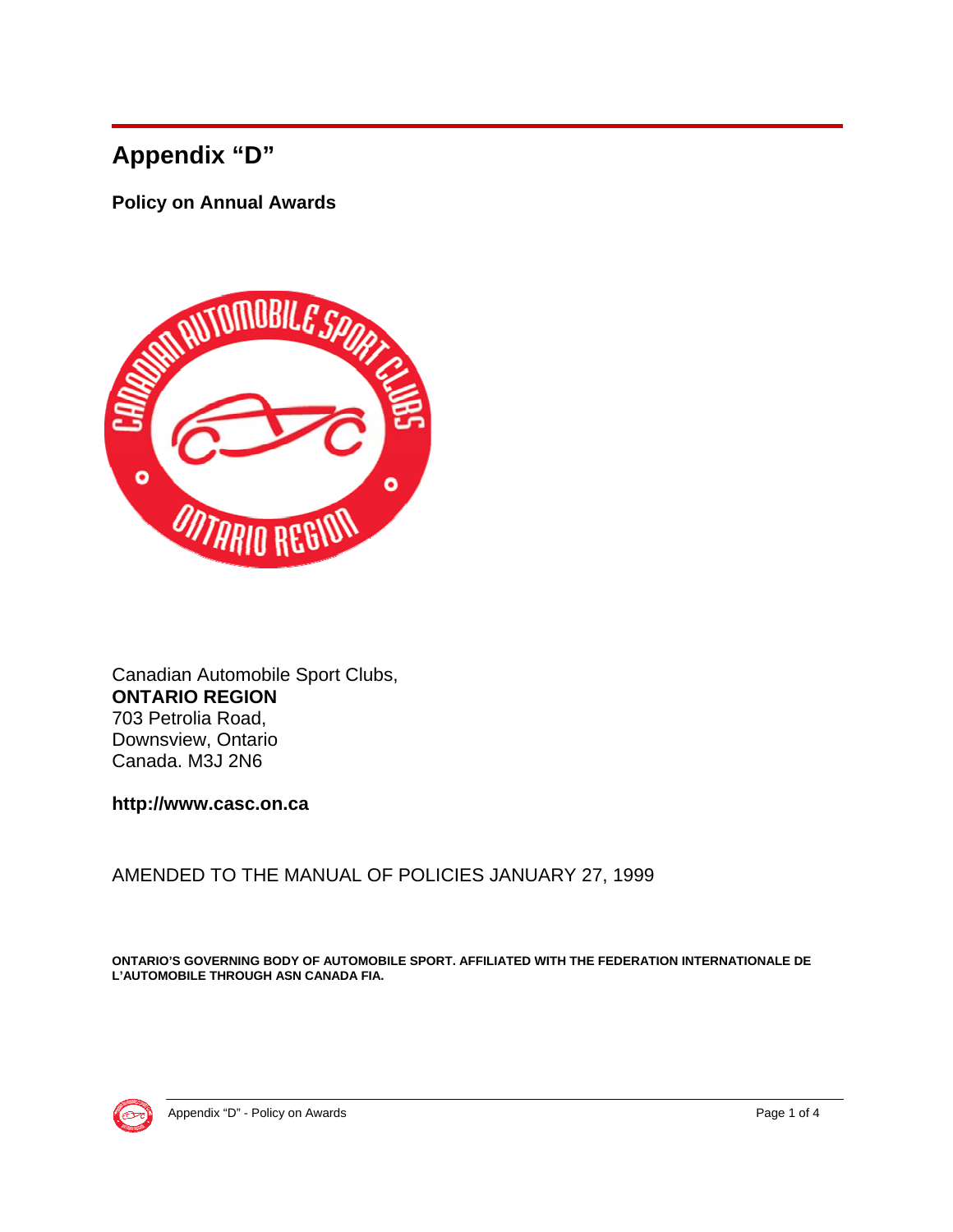# Appendix "D"

## Policy on Annual Awards

Canadian Automobile Sport Clubs,
**ONTARIO REGION**
703 Petrolia Road,
Downsview, Ontario
Canada. M3J 2N6

**http://www.casc.on.ca**

AMENDED TO THE MANUAL OF POLICIES JANUARY 27, 1999

**ONTARIO'S GOVERNING BODY OF AUTOMOBILE SPORT. AFFILIATED WITH THE FEDERATION INTERNATIONALE DE L'AUTOMOBILE THROUGH ASN CANADA FIA.**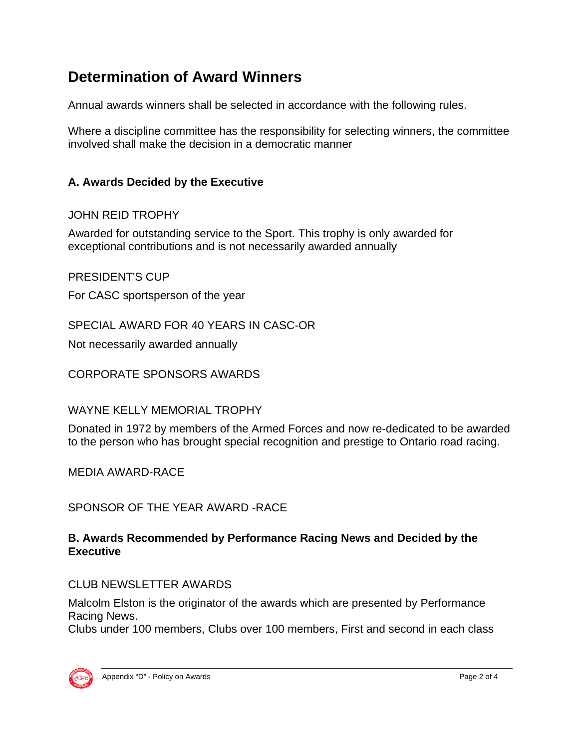# Determination of Award Winners

Annual awards winners shall be selected in accordance with the following rules.

Where a discipline committee has the responsibility for selecting winners, the committee involved shall make the decision in a democratic manner

### A. Awards Decided by the Executive

JOHN REID TROPHY

Awarded for outstanding service to the Sport. This trophy is only awarded for exceptional contributions and is not necessarily awarded annually

PRESIDENT'S CUP

For CASC sportsperson of the year

SPECIAL AWARD FOR 40 YEARS IN CASC-OR

Not necessarily awarded annually

CORPORATE SPONSORS AWARDS

WAYNE KELLY MEMORIAL TROPHY

Donated in 1972 by members of the Armed Forces and now re-dedicated to be awarded to the person who has brought special recognition and prestige to Ontario road racing.

MEDIA AWARD-RACE

SPONSOR OF THE YEAR AWARD -RACE

### B. Awards Recommended by Performance Racing News and Decided by the Executive

CLUB NEWSLETTER AWARDS

Malcolm Elston is the originator of the awards which are presented by Performance Racing News.
Clubs under 100 members, Clubs over 100 members, First and second in each class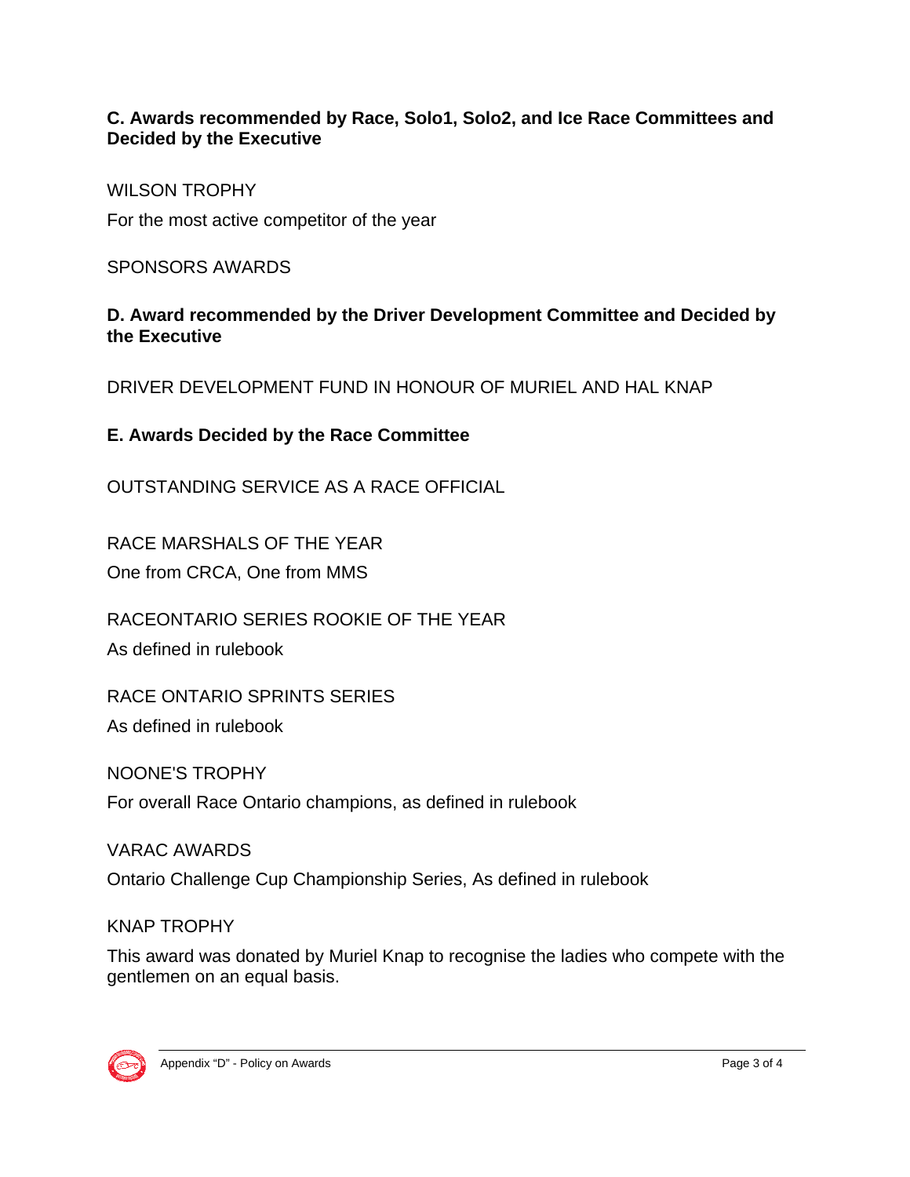**C. Awards recommended by Race, Solo1, Solo2, and Ice Race Committees and Decided by the Executive**

WILSON TROPHY

For the most active competitor of the year

SPONSORS AWARDS

**D. Award recommended by the Driver Development Committee and Decided by the Executive**

DRIVER DEVELOPMENT FUND IN HONOUR OF MURIEL AND HAL KNAP

**E. Awards Decided by the Race Committee**

OUTSTANDING SERVICE AS A RACE OFFICIAL

RACE MARSHALS OF THE YEAR

One from CRCA, One from MMS

RACEONTARIO SERIES ROOKIE OF THE YEAR

As defined in rulebook

RACE ONTARIO SPRINTS SERIES

As defined in rulebook

NOONE'S TROPHY

For overall Race Ontario champions, as defined in rulebook

VARAC AWARDS

Ontario Challenge Cup Championship Series, As defined in rulebook

KNAP TROPHY

This award was donated by Muriel Knap to recognise the ladies who compete with the gentlemen on an equal basis.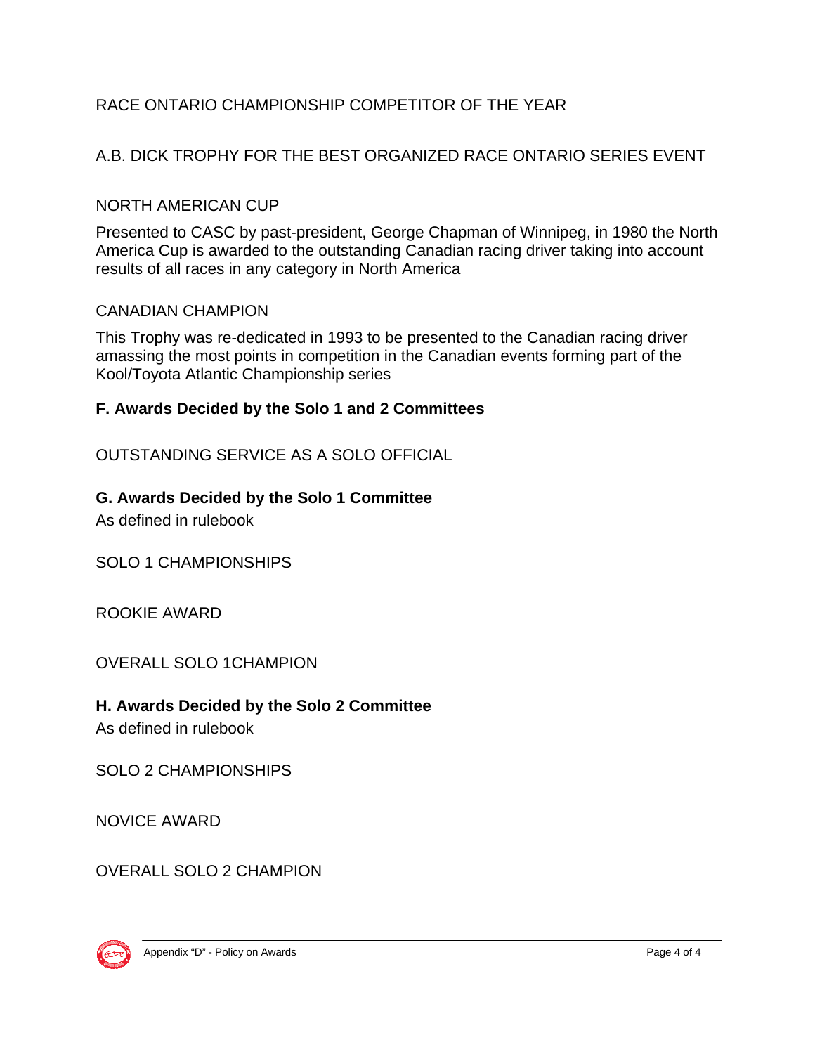RACE ONTARIO CHAMPIONSHIP COMPETITOR OF THE YEAR

A.B. DICK TROPHY FOR THE BEST ORGANIZED RACE ONTARIO SERIES EVENT

NORTH AMERICAN CUP

Presented to CASC by past-president, George Chapman of Winnipeg, in 1980 the North America Cup is awarded to the outstanding Canadian racing driver taking into account results of all races in any category in North America

CANADIAN CHAMPION

This Trophy was re-dedicated in 1993 to be presented to the Canadian racing driver amassing the most points in competition in the Canadian events forming part of the Kool/Toyota Atlantic Championship series

### F. Awards Decided by the Solo 1 and 2 Committees

OUTSTANDING SERVICE AS A SOLO OFFICIAL

### G. Awards Decided by the Solo 1 Committee

As defined in rulebook

SOLO 1 CHAMPIONSHIPS

ROOKIE AWARD

OVERALL SOLO 1CHAMPION

### H. Awards Decided by the Solo 2 Committee

As defined in rulebook

SOLO 2 CHAMPIONSHIPS

NOVICE AWARD

OVERALL SOLO 2 CHAMPION